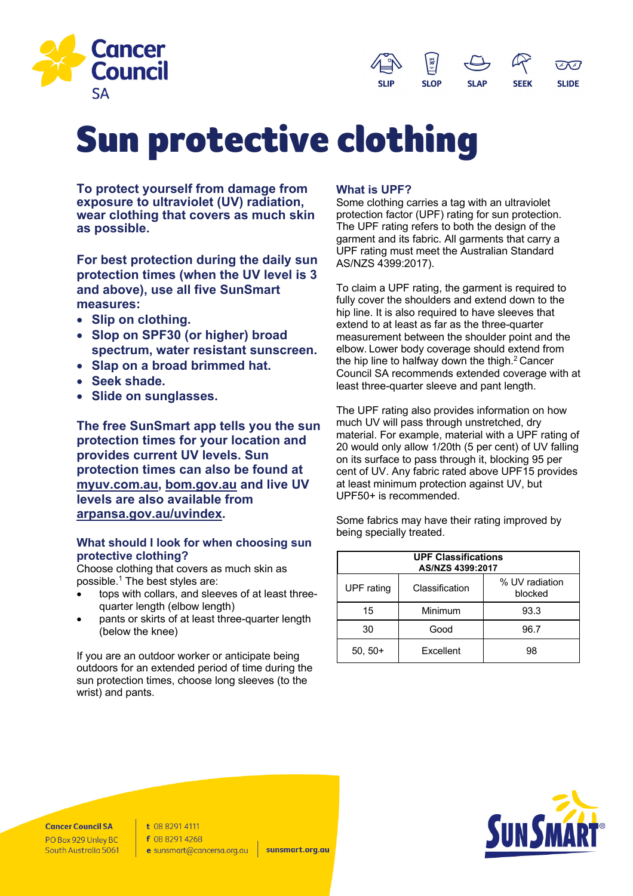Cancer Council SA

SLIP SLOP SLAP SEEK SLIDE

# Sun protective clothing

**To protect yourself from damage from exposure to ultraviolet (UV) radiation, wear clothing that covers as much skin as possible.**

**For best protection during the daily sun protection times (when the UV level is 3 and above), use all five SunSmart measures:**

- **Slip on clothing.**
- **Slop on SPF30 (or higher) broad spectrum, water resistant sunscreen.**
- **Slap on a broad brimmed hat.**
- **Seek shade.**
- **Slide on sunglasses.**

**The free SunSmart app tells you the sun protection times for your location and provides current UV levels. Sun protection times can also be found at myuv.com.au, bom.gov.au and live UV levels are also available from arpansa.gov.au/uvindex.**

### What should I look for when choosing sun protective clothing?

Choose clothing that covers as much skin as possible.[1] The best styles are:

- tops with collars, and sleeves of at least three-quarter length (elbow length)
- pants or skirts of at least three-quarter length (below the knee)

If you are an outdoor worker or anticipate being outdoors for an extended period of time during the sun protection times, choose long sleeves (to the wrist) and pants.

### What is UPF?

Some clothing carries a tag with an ultraviolet protection factor (UPF) rating for sun protection. The UPF rating refers to both the design of the garment and its fabric. All garments that carry a UPF rating must meet the Australian Standard AS/NZS 4399:2017).

To claim a UPF rating, the garment is required to fully cover the shoulders and extend down to the hip line. It is also required to have sleeves that extend to at least as far as the three-quarter measurement between the shoulder point and the elbow. Lower body coverage should extend from the hip line to halfway down the thigh.[2] Cancer Council SA recommends extended coverage with at least three-quarter sleeve and pant length.

The UPF rating also provides information on how much UV will pass through unstretched, dry material. For example, material with a UPF rating of 20 would only allow 1/20th (5 per cent) of UV falling on its surface to pass through it, blocking 95 per cent of UV. Any fabric rated above UPF15 provides at least minimum protection against UV, but UPF50+ is recommended.

Some fabrics may have their rating improved by being specially treated.

| **UPF Classifications AS/NZS 4399:2017** | | |
|---|---|---|
| UPF rating | Classification | % UV radiation blocked |
| 15 | Minimum | 93.3 |
| 30 | Good | 96.7 |
| 50, 50+ | Excellent | 98 |

**Cancer Council SA**
PO Box 929 Unley BC
South Australia 5061

t 08 8291 4111
f 08 8291 4268
e sunsmart@cancersa.org.au

sunsmart.org.au

SunSmart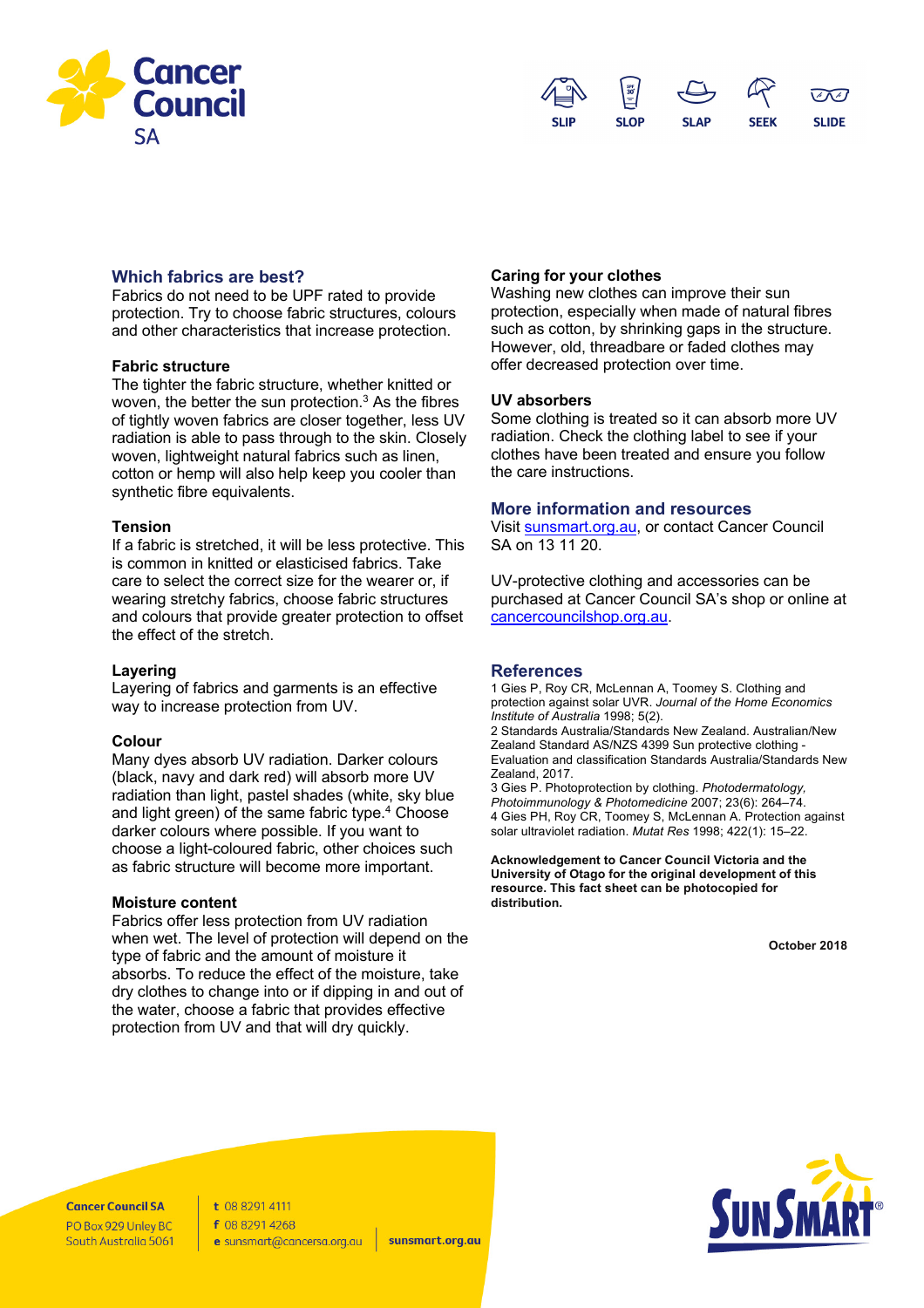## Which fabrics are best?

Fabrics do not need to be UPF rated to provide protection. Try to choose fabric structures, colours and other characteristics that increase protection.

### Fabric structure

The tighter the fabric structure, whether knitted or woven, the better the sun protection.[3] As the fibres of tightly woven fabrics are closer together, less UV radiation is able to pass through to the skin. Closely woven, lightweight natural fabrics such as linen, cotton or hemp will also help keep you cooler than synthetic fibre equivalents.

### Tension

If a fabric is stretched, it will be less protective. This is common in knitted or elasticised fabrics. Take care to select the correct size for the wearer or, if wearing stretchy fabrics, choose fabric structures and colours that provide greater protection to offset the effect of the stretch.

### Layering

Layering of fabrics and garments is an effective way to increase protection from UV.

### Colour

Many dyes absorb UV radiation. Darker colours (black, navy and dark red) will absorb more UV radiation than light, pastel shades (white, sky blue and light green) of the same fabric type.[4] Choose darker colours where possible. If you want to choose a light-coloured fabric, other choices such as fabric structure will become more important.

### Moisture content

Fabrics offer less protection from UV radiation when wet. The level of protection will depend on the type of fabric and the amount of moisture it absorbs. To reduce the effect of the moisture, take dry clothes to change into or if dipping in and out of the water, choose a fabric that provides effective protection from UV and that will dry quickly.

### Caring for your clothes

Washing new clothes can improve their sun protection, especially when made of natural fibres such as cotton, by shrinking gaps in the structure. However, old, threadbare or faded clothes may offer decreased protection over time.

### UV absorbers

Some clothing is treated so it can absorb more UV radiation. Check the clothing label to see if your clothes have been treated and ensure you follow the care instructions.

## More information and resources

Visit sunsmart.org.au, or contact Cancer Council SA on 13 11 20.

UV-protective clothing and accessories can be purchased at Cancer Council SA's shop or online at cancercouncilshop.org.au.

## References

1 Gies P, Roy CR, McLennan A, Toomey S. Clothing and protection against solar UVR. *Journal of the Home Economics Institute of Australia* 1998; 5(2).
2 Standards Australia/Standards New Zealand. Australian/New Zealand Standard AS/NZS 4399 Sun protective clothing - Evaluation and classification Standards Australia/Standards New Zealand, 2017.
3 Gies P. Photoprotection by clothing. *Photodermatology, Photoimmunology & Photomedicine* 2007; 23(6): 264–74.
4 Gies PH, Roy CR, Toomey S, McLennan A. Protection against solar ultraviolet radiation. *Mutat Res* 1998; 422(1): 15–22.

**Acknowledgement to Cancer Council Victoria and the University of Otago for the original development of this resource. This fact sheet can be photocopied for distribution.**

**October 2018**

**Cancer Council SA**
PO Box 929 Unley BC
South Australia 5061

t 08 8291 4111
f 08 8291 4268
e sunsmart@cancersa.org.au

**sunsmart.org.au**